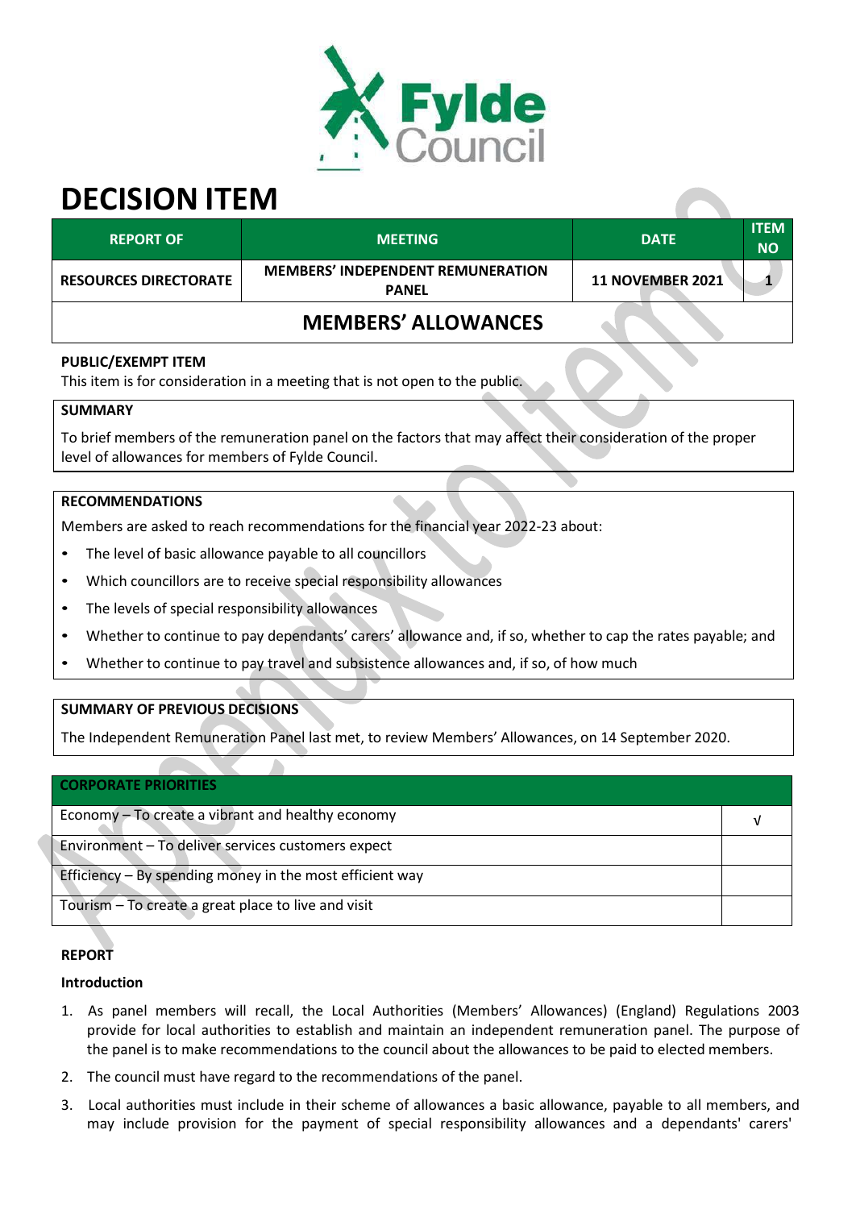# DECISION ITEM

| REPORT OF | MEETING | DATE | ITEM NO |
|---|---|---|---|
| RESOURCES DIRECTORATE | MEMBERS' INDEPENDENT REMUNERATION PANEL | 11 NOVEMBER 2021 | 1 |

## MEMBERS' ALLOWANCES

**PUBLIC/EXEMPT ITEM**

This item is for consideration in a meeting that is not open to the public.

**SUMMARY**

To brief members of the remuneration panel on the factors that may affect their consideration of the proper level of allowances for members of Fylde Council.

**RECOMMENDATIONS**

Members are asked to reach recommendations for the financial year 2022-23 about:

- The level of basic allowance payable to all councillors
- Which councillors are to receive special responsibility allowances
- The levels of special responsibility allowances
- Whether to continue to pay dependants' carers' allowance and, if so, whether to cap the rates payable; and
- Whether to continue to pay travel and subsistence allowances and, if so, of how much

**SUMMARY OF PREVIOUS DECISIONS**

The Independent Remuneration Panel last met, to review Members' Allowances, on 14 September 2020.

| CORPORATE PRIORITIES | |
|---|---|
| Economy – To create a vibrant and healthy economy | √ |
| Environment – To deliver services customers expect | |
| Efficiency – By spending money in the most efficient way | |
| Tourism – To create a great place to live and visit | |

**REPORT**

**Introduction**

1. As panel members will recall, the Local Authorities (Members' Allowances) (England) Regulations 2003 provide for local authorities to establish and maintain an independent remuneration panel. The purpose of the panel is to make recommendations to the council about the allowances to be paid to elected members.
2. The council must have regard to the recommendations of the panel.
3. Local authorities must include in their scheme of allowances a basic allowance, payable to all members, and may include provision for the payment of special responsibility allowances and a dependants' carers'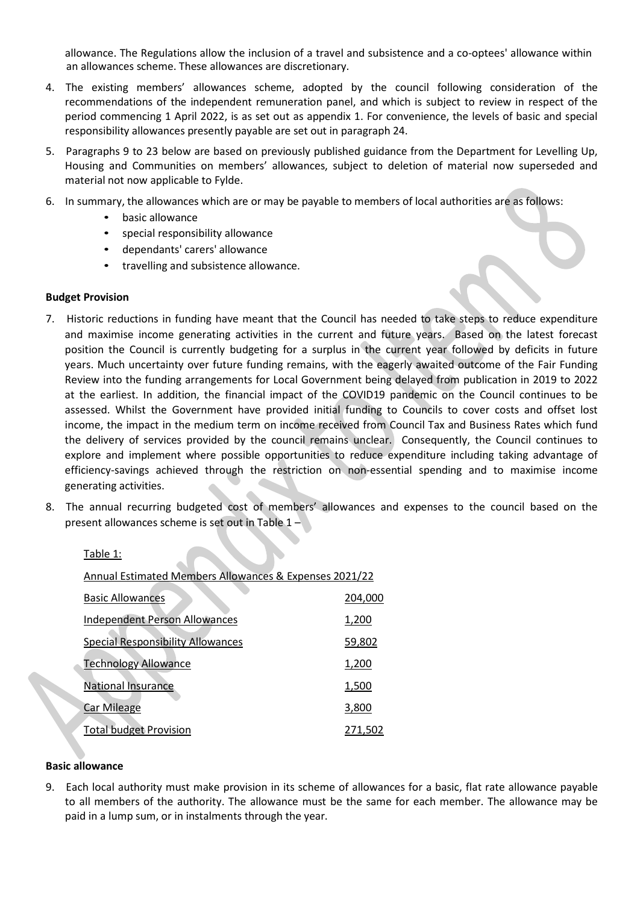allowance. The Regulations allow the inclusion of a travel and subsistence and a co-optees' allowance within an allowances scheme. These allowances are discretionary.

4. The existing members' allowances scheme, adopted by the council following consideration of the recommendations of the independent remuneration panel, and which is subject to review in respect of the period commencing 1 April 2022, is as set out as appendix 1. For convenience, the levels of basic and special responsibility allowances presently payable are set out in paragraph 24.

5. Paragraphs 9 to 23 below are based on previously published guidance from the Department for Levelling Up, Housing and Communities on members' allowances, subject to deletion of material now superseded and material not now applicable to Fylde.

6. In summary, the allowances which are or may be payable to members of local authorities are as follows:
   - basic allowance
   - special responsibility allowance
   - dependants' carers' allowance
   - travelling and subsistence allowance.

**Budget Provision**

7. Historic reductions in funding have meant that the Council has needed to take steps to reduce expenditure and maximise income generating activities in the current and future years. Based on the latest forecast position the Council is currently budgeting for a surplus in the current year followed by deficits in future years. Much uncertainty over future funding remains, with the eagerly awaited outcome of the Fair Funding Review into the funding arrangements for Local Government being delayed from publication in 2019 to 2022 at the earliest. In addition, the financial impact of the COVID19 pandemic on the Council continues to be assessed. Whilst the Government have provided initial funding to Councils to cover costs and offset lost income, the impact in the medium term on income received from Council Tax and Business Rates which fund the delivery of services provided by the council remains unclear. Consequently, the Council continues to explore and implement where possible opportunities to reduce expenditure including taking advantage of efficiency-savings achieved through the restriction on non-essential spending and to maximise income generating activities.

8. The annual recurring budgeted cost of members' allowances and expenses to the council based on the present allowances scheme is set out in Table 1 –

Table 1:

| Annual Estimated Members Allowances & Expenses 2021/22 | |
|---|---|
| Basic Allowances | 204,000 |
| Independent Person Allowances | 1,200 |
| Special Responsibility Allowances | 59,802 |
| Technology Allowance | 1,200 |
| National Insurance | 1,500 |
| Car Mileage | 3,800 |
| Total budget Provision | 271,502 |

**Basic allowance**

9. Each local authority must make provision in its scheme of allowances for a basic, flat rate allowance payable to all members of the authority. The allowance must be the same for each member. The allowance may be paid in a lump sum, or in instalments through the year.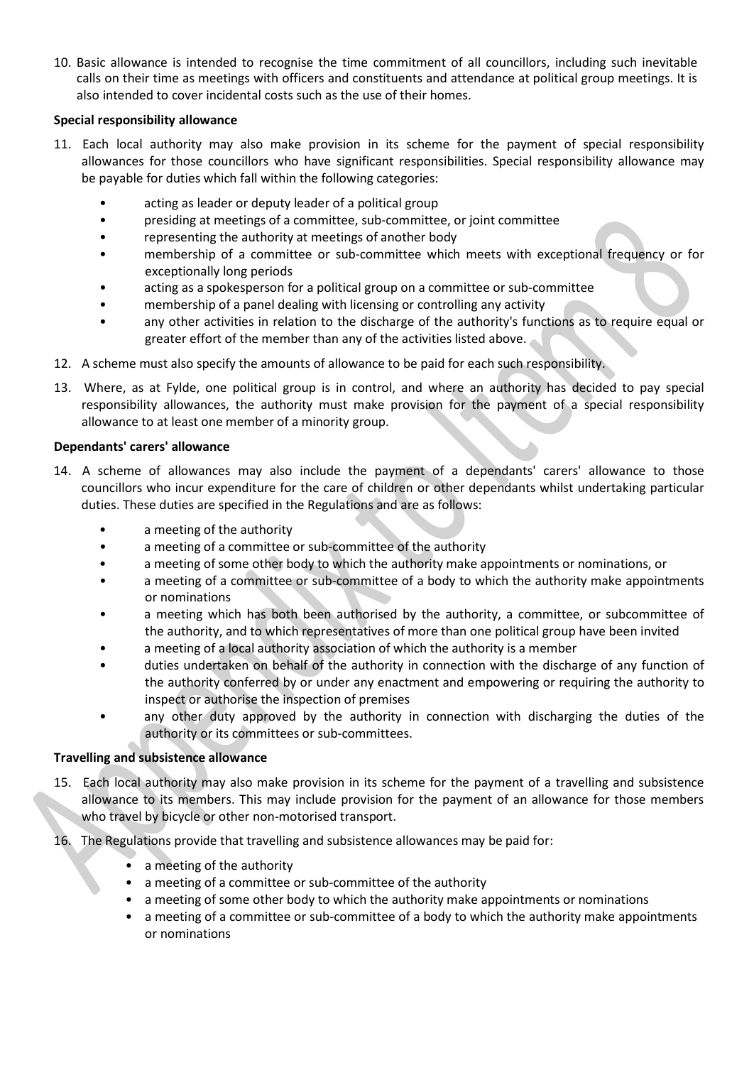10. Basic allowance is intended to recognise the time commitment of all councillors, including such inevitable calls on their time as meetings with officers and constituents and attendance at political group meetings. It is also intended to cover incidental costs such as the use of their homes.

**Special responsibility allowance**

11. Each local authority may also make provision in its scheme for the payment of special responsibility allowances for those councillors who have significant responsibilities. Special responsibility allowance may be payable for duties which fall within the following categories:

    - acting as leader or deputy leader of a political group
    - presiding at meetings of a committee, sub-committee, or joint committee
    - representing the authority at meetings of another body
    - membership of a committee or sub-committee which meets with exceptional frequency or for exceptionally long periods
    - acting as a spokesperson for a political group on a committee or sub-committee
    - membership of a panel dealing with licensing or controlling any activity
    - any other activities in relation to the discharge of the authority's functions as to require equal or greater effort of the member than any of the activities listed above.

12. A scheme must also specify the amounts of allowance to be paid for each such responsibility.

13. Where, as at Fylde, one political group is in control, and where an authority has decided to pay special responsibility allowances, the authority must make provision for the payment of a special responsibility allowance to at least one member of a minority group.

**Dependants' carers' allowance**

14. A scheme of allowances may also include the payment of a dependants' carers' allowance to those councillors who incur expenditure for the care of children or other dependants whilst undertaking particular duties. These duties are specified in the Regulations and are as follows:

    - a meeting of the authority
    - a meeting of a committee or sub-committee of the authority
    - a meeting of some other body to which the authority make appointments or nominations, or
    - a meeting of a committee or sub-committee of a body to which the authority make appointments or nominations
    - a meeting which has both been authorised by the authority, a committee, or subcommittee of the authority, and to which representatives of more than one political group have been invited
    - a meeting of a local authority association of which the authority is a member
    - duties undertaken on behalf of the authority in connection with the discharge of any function of the authority conferred by or under any enactment and empowering or requiring the authority to inspect or authorise the inspection of premises
    - any other duty approved by the authority in connection with discharging the duties of the authority or its committees or sub-committees.

**Travelling and subsistence allowance**

15. Each local authority may also make provision in its scheme for the payment of a travelling and subsistence allowance to its members. This may include provision for the payment of an allowance for those members who travel by bicycle or other non-motorised transport.

16. The Regulations provide that travelling and subsistence allowances may be paid for:

    - a meeting of the authority
    - a meeting of a committee or sub-committee of the authority
    - a meeting of some other body to which the authority make appointments or nominations
    - a meeting of a committee or sub-committee of a body to which the authority make appointments or nominations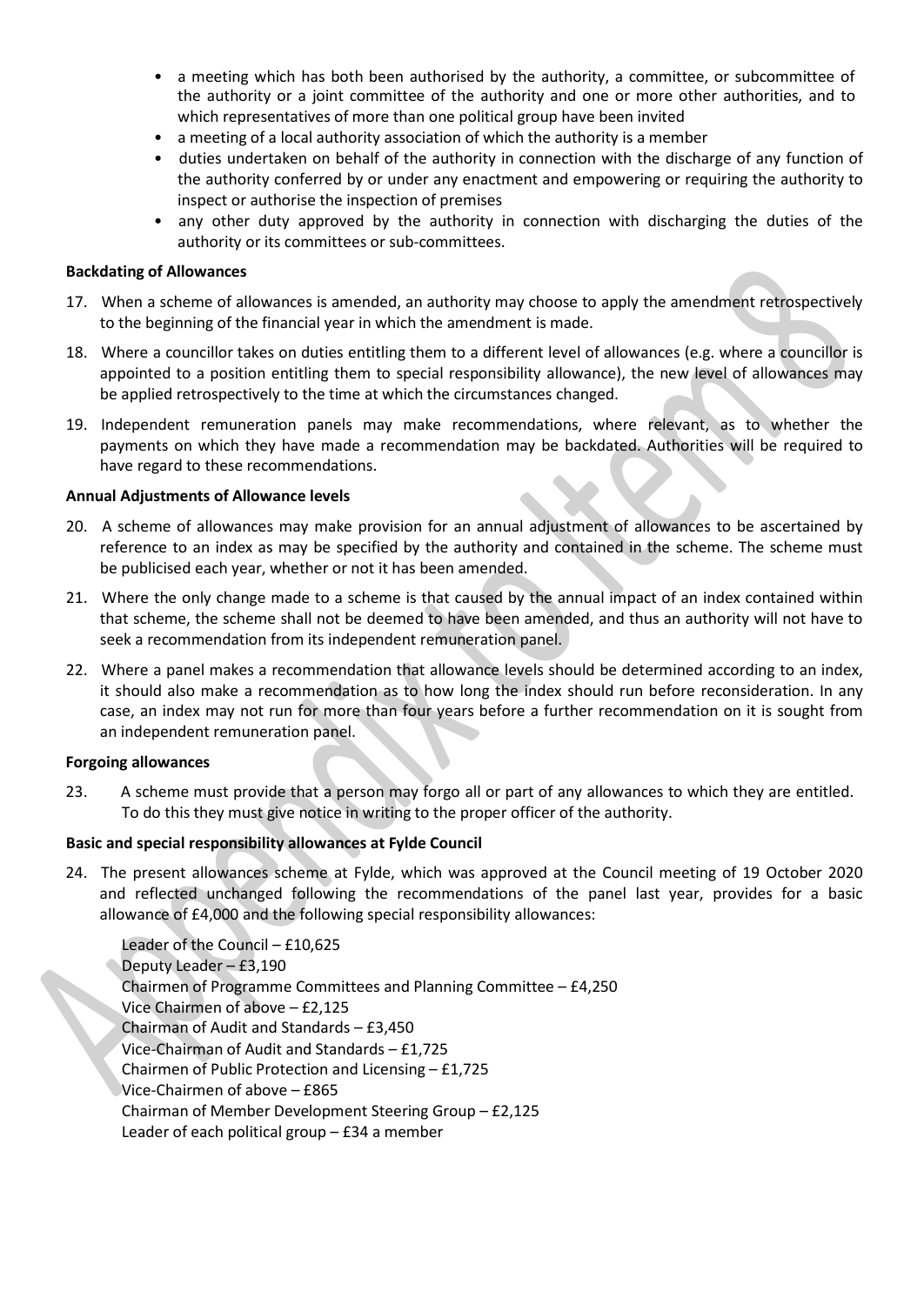- a meeting which has both been authorised by the authority, a committee, or subcommittee of the authority or a joint committee of the authority and one or more other authorities, and to which representatives of more than one political group have been invited
- a meeting of a local authority association of which the authority is a member
- duties undertaken on behalf of the authority in connection with the discharge of any function of the authority conferred by or under any enactment and empowering or requiring the authority to inspect or authorise the inspection of premises
- any other duty approved by the authority in connection with discharging the duties of the authority or its committees or sub-committees.

**Backdating of Allowances**

17. When a scheme of allowances is amended, an authority may choose to apply the amendment retrospectively to the beginning of the financial year in which the amendment is made.

18. Where a councillor takes on duties entitling them to a different level of allowances (e.g. where a councillor is appointed to a position entitling them to special responsibility allowance), the new level of allowances may be applied retrospectively to the time at which the circumstances changed.

19. Independent remuneration panels may make recommendations, where relevant, as to whether the payments on which they have made a recommendation may be backdated. Authorities will be required to have regard to these recommendations.

**Annual Adjustments of Allowance levels**

20. A scheme of allowances may make provision for an annual adjustment of allowances to be ascertained by reference to an index as may be specified by the authority and contained in the scheme. The scheme must be publicised each year, whether or not it has been amended.

21. Where the only change made to a scheme is that caused by the annual impact of an index contained within that scheme, the scheme shall not be deemed to have been amended, and thus an authority will not have to seek a recommendation from its independent remuneration panel.

22. Where a panel makes a recommendation that allowance levels should be determined according to an index, it should also make a recommendation as to how long the index should run before reconsideration. In any case, an index may not run for more than four years before a further recommendation on it is sought from an independent remuneration panel.

**Forgoing allowances**

23. A scheme must provide that a person may forgo all or part of any allowances to which they are entitled. To do this they must give notice in writing to the proper officer of the authority.

**Basic and special responsibility allowances at Fylde Council**

24. The present allowances scheme at Fylde, which was approved at the Council meeting of 19 October 2020 and reflected unchanged following the recommendations of the panel last year, provides for a basic allowance of £4,000 and the following special responsibility allowances:

    Leader of the Council – £10,625
    Deputy Leader – £3,190
    Chairmen of Programme Committees and Planning Committee – £4,250
    Vice Chairmen of above – £2,125
    Chairman of Audit and Standards – £3,450
    Vice-Chairman of Audit and Standards – £1,725
    Chairmen of Public Protection and Licensing – £1,725
    Vice-Chairmen of above – £865
    Chairman of Member Development Steering Group – £2,125
    Leader of each political group – £34 a member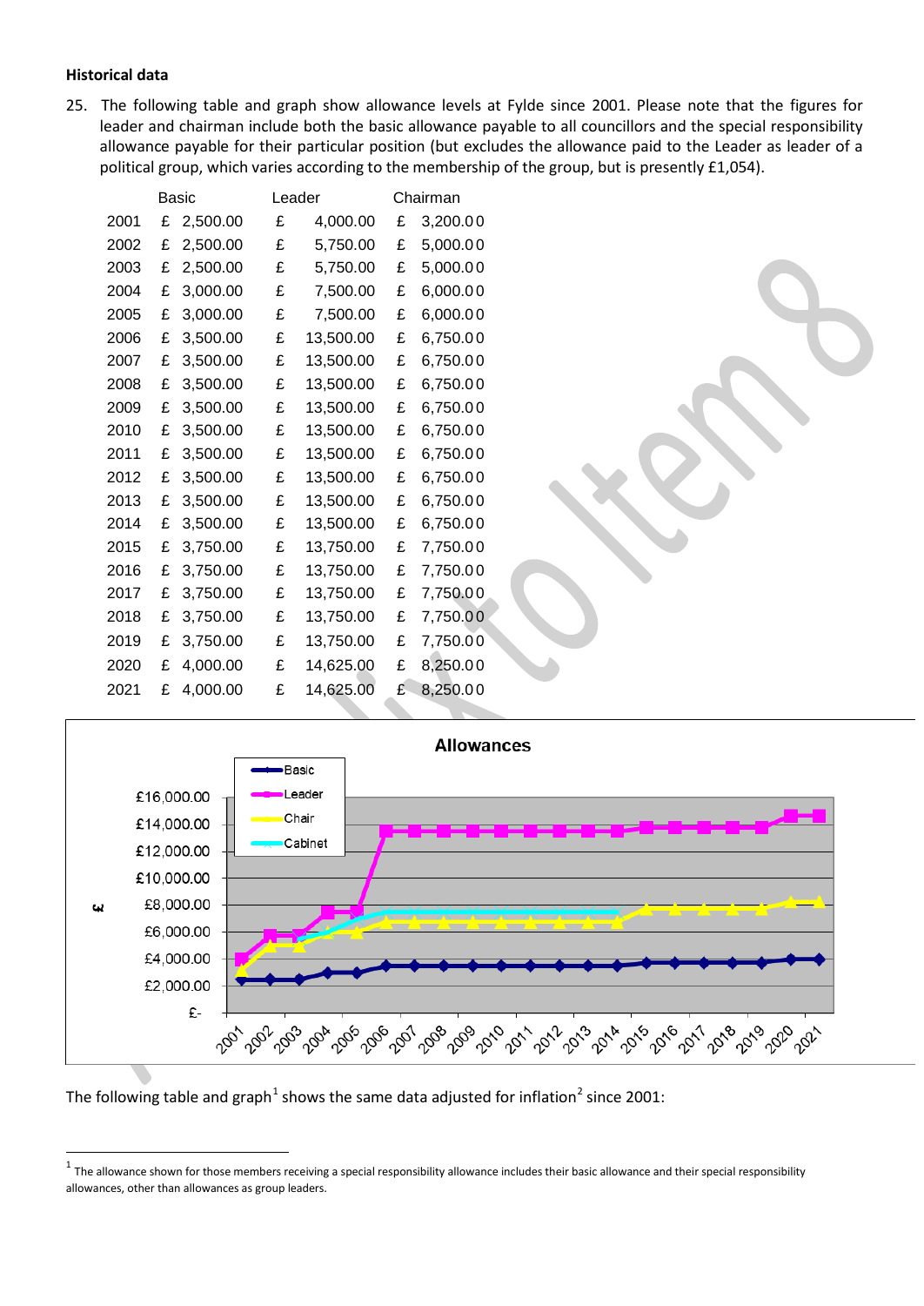**Historical data**

25. The following table and graph show allowance levels at Fylde since 2001. Please note that the figures for leader and chairman include both the basic allowance payable to all councillors and the special responsibility allowance payable for their particular position (but excludes the allowance paid to the Leader as leader of a political group, which varies according to the membership of the group, but is presently £1,054).

| | Basic | Leader | Chairman |
|---|---|---|---|
| 2001 | £ 2,500.00 | £ 4,000.00 | £ 3,200.00 |
| 2002 | £ 2,500.00 | £ 5,750.00 | £ 5,000.00 |
| 2003 | £ 2,500.00 | £ 5,750.00 | £ 5,000.00 |
| 2004 | £ 3,000.00 | £ 7,500.00 | £ 6,000.00 |
| 2005 | £ 3,000.00 | £ 7,500.00 | £ 6,000.00 |
| 2006 | £ 3,500.00 | £ 13,500.00 | £ 6,750.00 |
| 2007 | £ 3,500.00 | £ 13,500.00 | £ 6,750.00 |
| 2008 | £ 3,500.00 | £ 13,500.00 | £ 6,750.00 |
| 2009 | £ 3,500.00 | £ 13,500.00 | £ 6,750.00 |
| 2010 | £ 3,500.00 | £ 13,500.00 | £ 6,750.00 |
| 2011 | £ 3,500.00 | £ 13,500.00 | £ 6,750.00 |
| 2012 | £ 3,500.00 | £ 13,500.00 | £ 6,750.00 |
| 2013 | £ 3,500.00 | £ 13,500.00 | £ 6,750.00 |
| 2014 | £ 3,500.00 | £ 13,500.00 | £ 6,750.00 |
| 2015 | £ 3,750.00 | £ 13,750.00 | £ 7,750.00 |
| 2016 | £ 3,750.00 | £ 13,750.00 | £ 7,750.00 |
| 2017 | £ 3,750.00 | £ 13,750.00 | £ 7,750.00 |
| 2018 | £ 3,750.00 | £ 13,750.00 | £ 7,750.00 |
| 2019 | £ 3,750.00 | £ 13,750.00 | £ 7,750.00 |
| 2020 | £ 4,000.00 | £ 14,625.00 | £ 8,250.00 |
| 2021 | £ 4,000.00 | £ 14,625.00 | £ 8,250.00 |

**Allowances**

The following table and graph[1] shows the same data adjusted for inflation[2] since 2001:

[1] The allowance shown for those members receiving a special responsibility allowance includes their basic allowance and their special responsibility allowances, other than allowances as group leaders.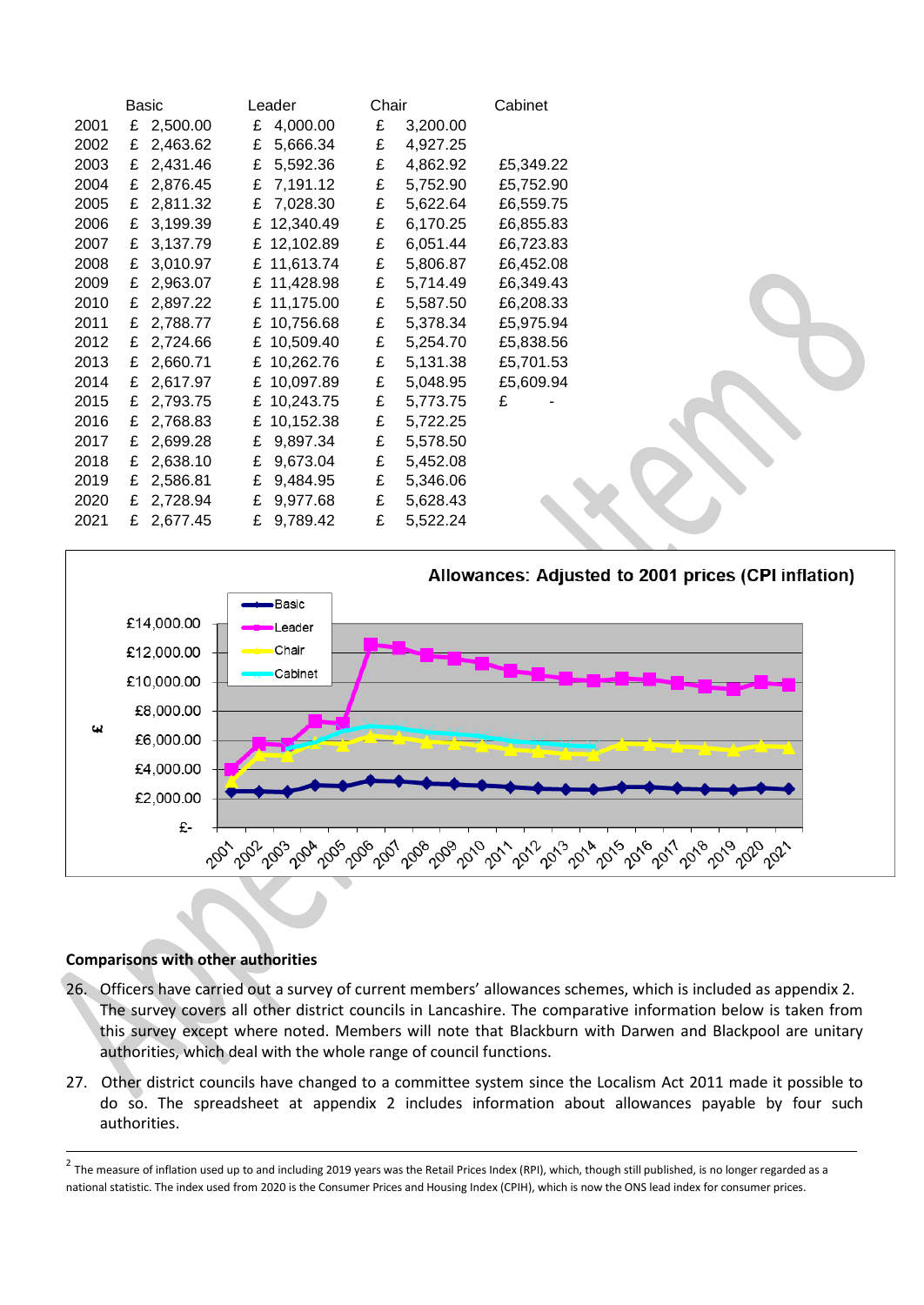| | Basic | Leader | Chair | Cabinet |
|---|---|---|---|---|
| 2001 | £ 2,500.00 | £ 4,000.00 | £ 3,200.00 | |
| 2002 | £ 2,463.62 | £ 5,666.34 | £ 4,927.25 | |
| 2003 | £ 2,431.46 | £ 5,592.36 | £ 4,862.92 | £5,349.22 |
| 2004 | £ 2,876.45 | £ 7,191.12 | £ 5,752.90 | £5,752.90 |
| 2005 | £ 2,811.32 | £ 7,028.30 | £ 5,622.64 | £6,559.75 |
| 2006 | £ 3,199.39 | £ 12,340.49 | £ 6,170.25 | £6,855.83 |
| 2007 | £ 3,137.79 | £ 12,102.89 | £ 6,051.44 | £6,723.83 |
| 2008 | £ 3,010.97 | £ 11,613.74 | £ 5,806.87 | £6,452.08 |
| 2009 | £ 2,963.07 | £ 11,428.98 | £ 5,714.49 | £6,349.43 |
| 2010 | £ 2,897.22 | £ 11,175.00 | £ 5,587.50 | £6,208.33 |
| 2011 | £ 2,788.77 | £ 10,756.68 | £ 5,378.34 | £5,975.94 |
| 2012 | £ 2,724.66 | £ 10,509.40 | £ 5,254.70 | £5,838.56 |
| 2013 | £ 2,660.71 | £ 10,262.76 | £ 5,131.38 | £5,701.53 |
| 2014 | £ 2,617.97 | £ 10,097.89 | £ 5,048.95 | £5,609.94 |
| 2015 | £ 2,793.75 | £ 10,243.75 | £ 5,773.75 | £ - |
| 2016 | £ 2,768.83 | £ 10,152.38 | £ 5,722.25 | |
| 2017 | £ 2,699.28 | £ 9,897.34 | £ 5,578.50 | |
| 2018 | £ 2,638.10 | £ 9,673.04 | £ 5,452.08 | |
| 2019 | £ 2,586.81 | £ 9,484.95 | £ 5,346.06 | |
| 2020 | £ 2,728.94 | £ 9,977.68 | £ 5,628.43 | |
| 2021 | £ 2,677.45 | £ 9,789.42 | £ 5,522.24 | |

**Allowances: Adjusted to 2001 prices (CPI inflation)**

### Comparisons with other authorities

26. Officers have carried out a survey of current members' allowances schemes, which is included as appendix 2. The survey covers all other district councils in Lancashire. The comparative information below is taken from this survey except where noted. Members will note that Blackburn with Darwen and Blackpool are unitary authorities, which deal with the whole range of council functions.

27. Other district councils have changed to a committee system since the Localism Act 2011 made it possible to do so. The spreadsheet at appendix 2 includes information about allowances payable by four such authorities.

[2] The measure of inflation used up to and including 2019 years was the Retail Prices Index (RPI), which, though still published, is no longer regarded as a national statistic. The index used from 2020 is the Consumer Prices and Housing Index (CPIH), which is now the ONS lead index for consumer prices.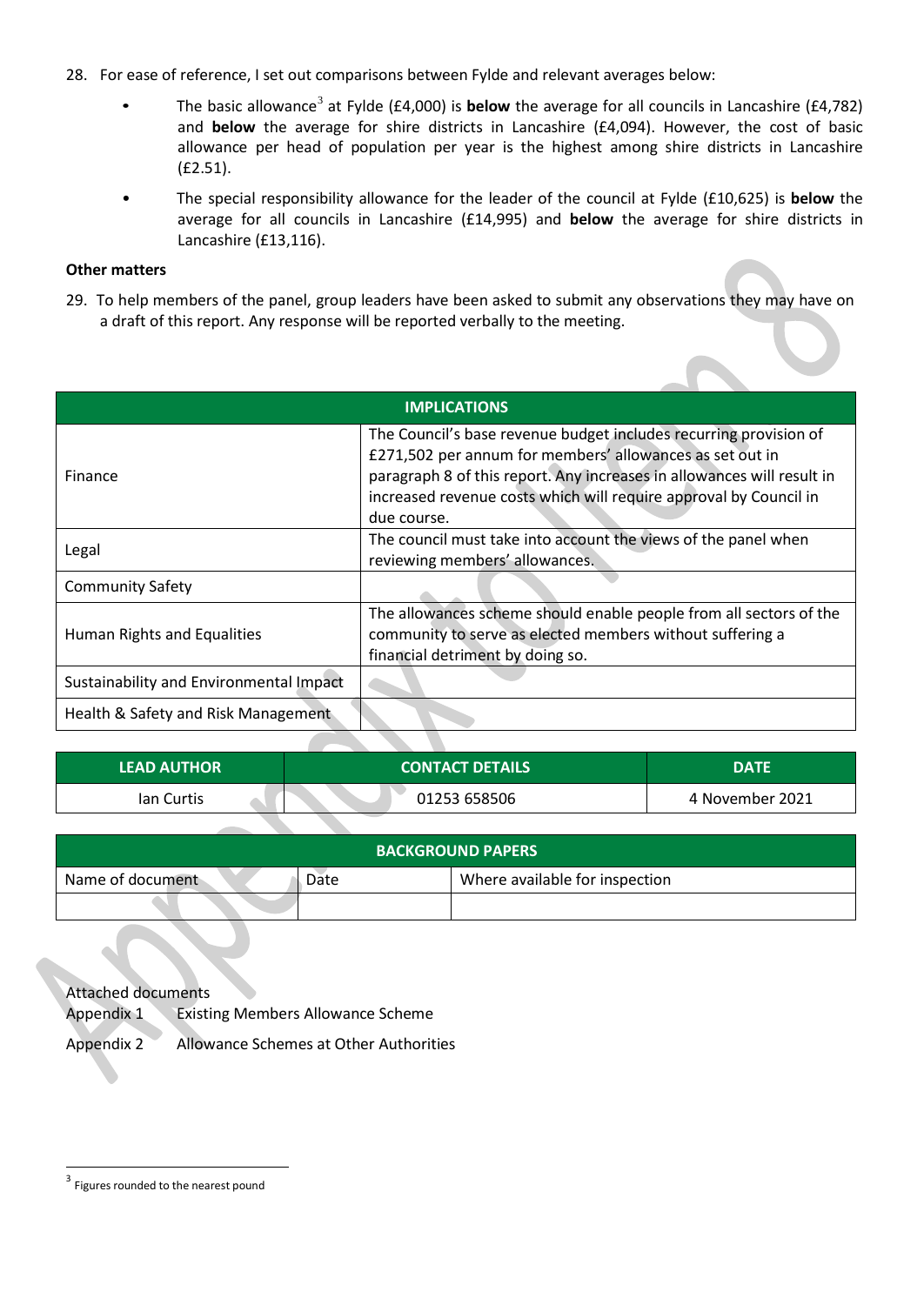28. For ease of reference, I set out comparisons between Fylde and relevant averages below:

    - The basic allowance[3] at Fylde (£4,000) is **below** the average for all councils in Lancashire (£4,782) and **below** the average for shire districts in Lancashire (£4,094). However, the cost of basic allowance per head of population per year is the highest among shire districts in Lancashire (£2.51).
    - The special responsibility allowance for the leader of the council at Fylde (£10,625) is **below** the average for all councils in Lancashire (£14,995) and **below** the average for shire districts in Lancashire (£13,116).

**Other matters**

29. To help members of the panel, group leaders have been asked to submit any observations they may have on a draft of this report. Any response will be reported verbally to the meeting.

| IMPLICATIONS | |
|---|---|
| Finance | The Council's base revenue budget includes recurring provision of £271,502 per annum for members' allowances as set out in paragraph 8 of this report. Any increases in allowances will result in increased revenue costs which will require approval by Council in due course. |
| Legal | The council must take into account the views of the panel when reviewing members' allowances. |
| Community Safety | |
| Human Rights and Equalities | The allowances scheme should enable people from all sectors of the community to serve as elected members without suffering a financial detriment by doing so. |
| Sustainability and Environmental Impact | |
| Health & Safety and Risk Management | |

| LEAD AUTHOR | CONTACT DETAILS | DATE |
|---|---|---|
| Ian Curtis | 01253 658506 | 4 November 2021 |

| BACKGROUND PAPERS | | |
|---|---|---|
| Name of document | Date | Where available for inspection |
| | | |

Attached documents

Appendix 1 Existing Members Allowance Scheme

Appendix 2 Allowance Schemes at Other Authorities

[3] Figures rounded to the nearest pound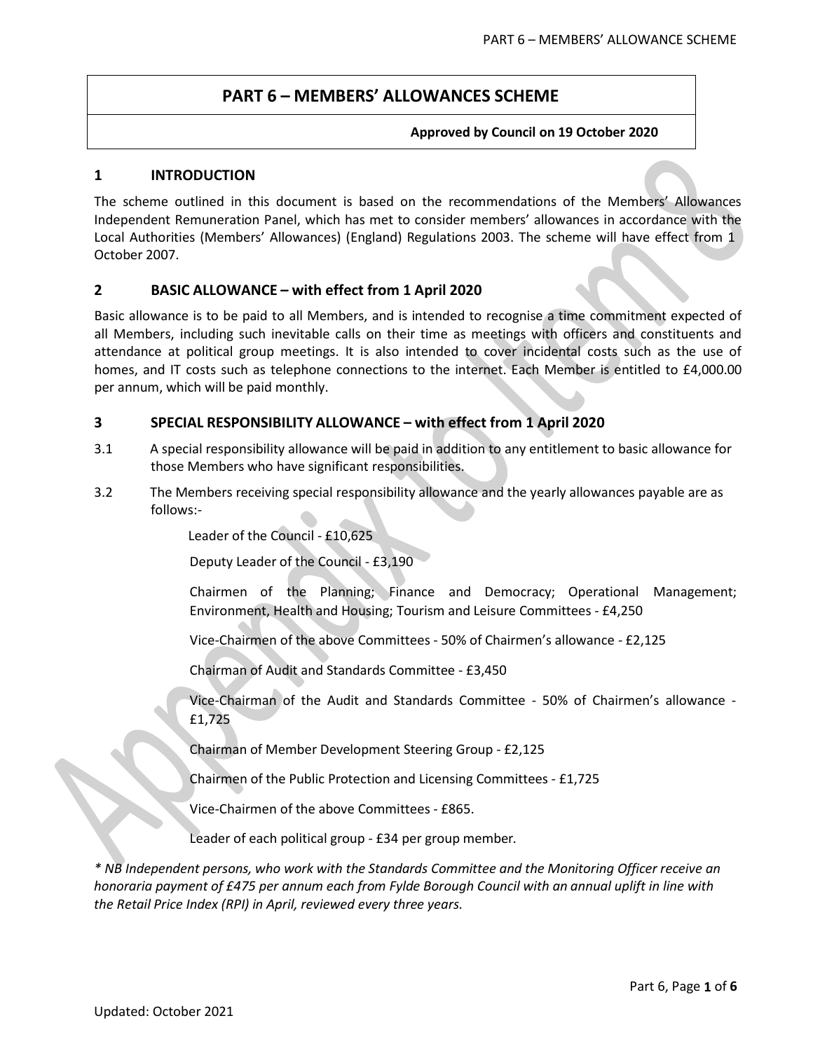# PART 6 – MEMBERS' ALLOWANCES SCHEME

**Approved by Council on 19 October 2020**

## 1 INTRODUCTION

The scheme outlined in this document is based on the recommendations of the Members' Allowances Independent Remuneration Panel, which has met to consider members' allowances in accordance with the Local Authorities (Members' Allowances) (England) Regulations 2003. The scheme will have effect from 1 October 2007.

## 2 BASIC ALLOWANCE – with effect from 1 April 2020

Basic allowance is to be paid to all Members, and is intended to recognise a time commitment expected of all Members, including such inevitable calls on their time as meetings with officers and constituents and attendance at political group meetings. It is also intended to cover incidental costs such as the use of homes, and IT costs such as telephone connections to the internet. Each Member is entitled to £4,000.00 per annum, which will be paid monthly.

## 3 SPECIAL RESPONSIBILITY ALLOWANCE – with effect from 1 April 2020

3.1 A special responsibility allowance will be paid in addition to any entitlement to basic allowance for those Members who have significant responsibilities.

3.2 The Members receiving special responsibility allowance and the yearly allowances payable are as follows:-

Leader of the Council - £10,625

Deputy Leader of the Council - £3,190

Chairmen of the Planning; Finance and Democracy; Operational Management; Environment, Health and Housing; Tourism and Leisure Committees - £4,250

Vice-Chairmen of the above Committees - 50% of Chairmen's allowance - £2,125

Chairman of Audit and Standards Committee - £3,450

Vice-Chairman of the Audit and Standards Committee - 50% of Chairmen's allowance - £1,725

Chairman of Member Development Steering Group - £2,125

Chairmen of the Public Protection and Licensing Committees - £1,725

Vice-Chairmen of the above Committees - £865.

Leader of each political group - £34 per group member.

*\* NB Independent persons, who work with the Standards Committee and the Monitoring Officer receive an honoraria payment of £475 per annum each from Fylde Borough Council with an annual uplift in line with the Retail Price Index (RPI) in April, reviewed every three years.*

Updated: October 2021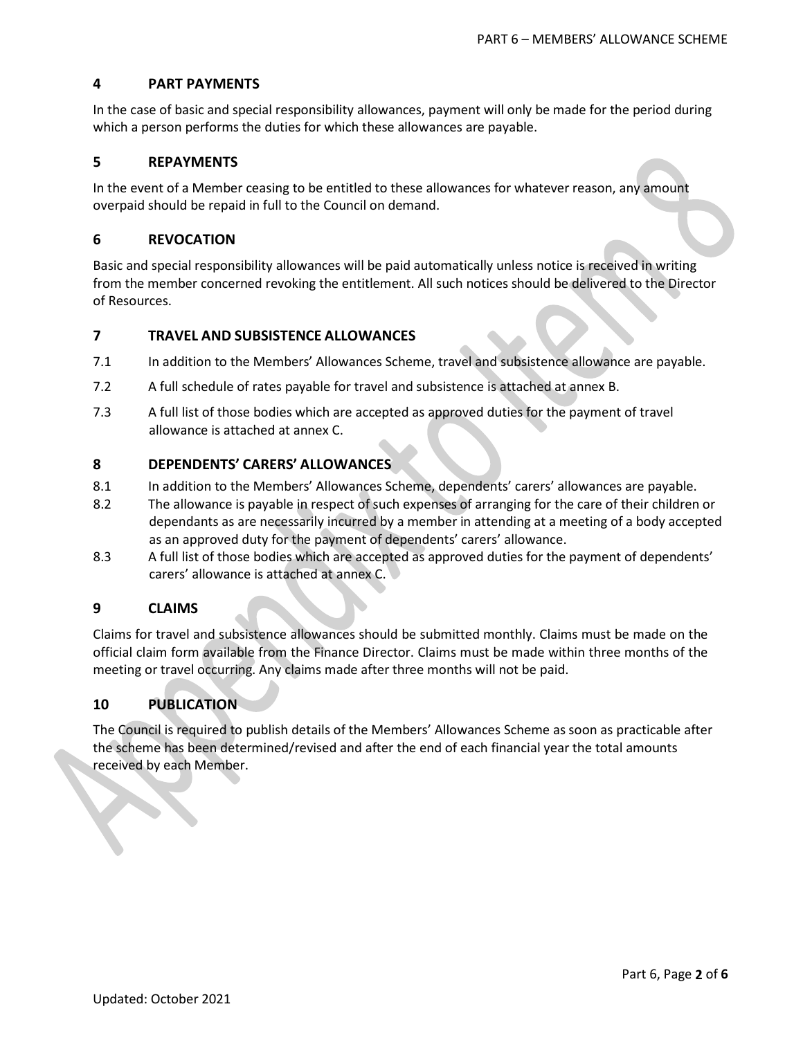## 4 PART PAYMENTS

In the case of basic and special responsibility allowances, payment will only be made for the period during which a person performs the duties for which these allowances are payable.

## 5 REPAYMENTS

In the event of a Member ceasing to be entitled to these allowances for whatever reason, any amount overpaid should be repaid in full to the Council on demand.

## 6 REVOCATION

Basic and special responsibility allowances will be paid automatically unless notice is received in writing from the member concerned revoking the entitlement. All such notices should be delivered to the Director of Resources.

## 7 TRAVEL AND SUBSISTENCE ALLOWANCES

7.1 In addition to the Members' Allowances Scheme, travel and subsistence allowance are payable.

7.2 A full schedule of rates payable for travel and subsistence is attached at annex B.

7.3 A full list of those bodies which are accepted as approved duties for the payment of travel allowance is attached at annex C.

## 8 DEPENDENTS' CARERS' ALLOWANCES

8.1 In addition to the Members' Allowances Scheme, dependents' carers' allowances are payable.

8.2 The allowance is payable in respect of such expenses of arranging for the care of their children or dependants as are necessarily incurred by a member in attending at a meeting of a body accepted as an approved duty for the payment of dependents' carers' allowance.

8.3 A full list of those bodies which are accepted as approved duties for the payment of dependents' carers' allowance is attached at annex C.

## 9 CLAIMS

Claims for travel and subsistence allowances should be submitted monthly. Claims must be made on the official claim form available from the Finance Director. Claims must be made within three months of the meeting or travel occurring. Any claims made after three months will not be paid.

## 10 PUBLICATION

The Council is required to publish details of the Members' Allowances Scheme as soon as practicable after the scheme has been determined/revised and after the end of each financial year the total amounts received by each Member.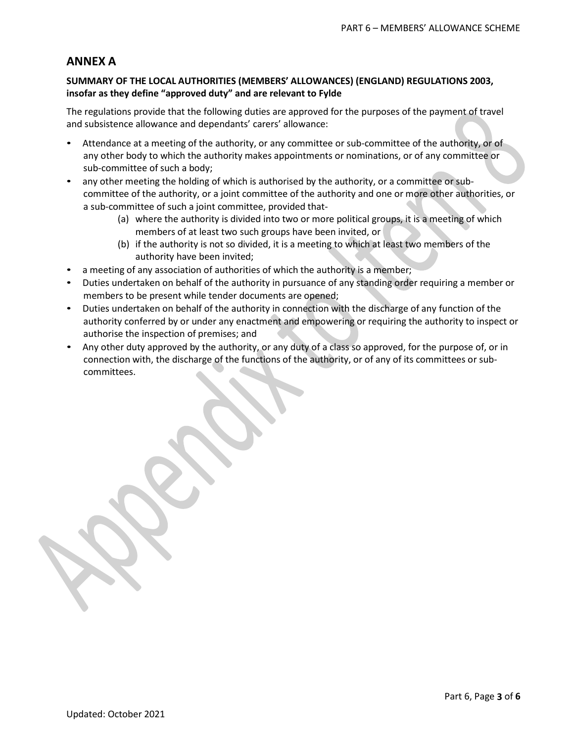## ANNEX A

**SUMMARY OF THE LOCAL AUTHORITIES (MEMBERS' ALLOWANCES) (ENGLAND) REGULATIONS 2003, insofar as they define "approved duty" and are relevant to Fylde**

The regulations provide that the following duties are approved for the purposes of the payment of travel and subsistence allowance and dependants' carers' allowance:

- Attendance at a meeting of the authority, or any committee or sub-committee of the authority, or of any other body to which the authority makes appointments or nominations, or of any committee or sub-committee of such a body;
- any other meeting the holding of which is authorised by the authority, or a committee or sub-committee of the authority, or a joint committee of the authority and one or more other authorities, or a sub-committee of such a joint committee, provided that-
  - (a) where the authority is divided into two or more political groups, it is a meeting of which members of at least two such groups have been invited, or
  - (b) if the authority is not so divided, it is a meeting to which at least two members of the authority have been invited;
- a meeting of any association of authorities of which the authority is a member;
- Duties undertaken on behalf of the authority in pursuance of any standing order requiring a member or members to be present while tender documents are opened;
- Duties undertaken on behalf of the authority in connection with the discharge of any function of the authority conferred by or under any enactment and empowering or requiring the authority to inspect or authorise the inspection of premises; and
- Any other duty approved by the authority, or any duty of a class so approved, for the purpose of, or in connection with, the discharge of the functions of the authority, or of any of its committees or sub-committees.

Updated: October 2021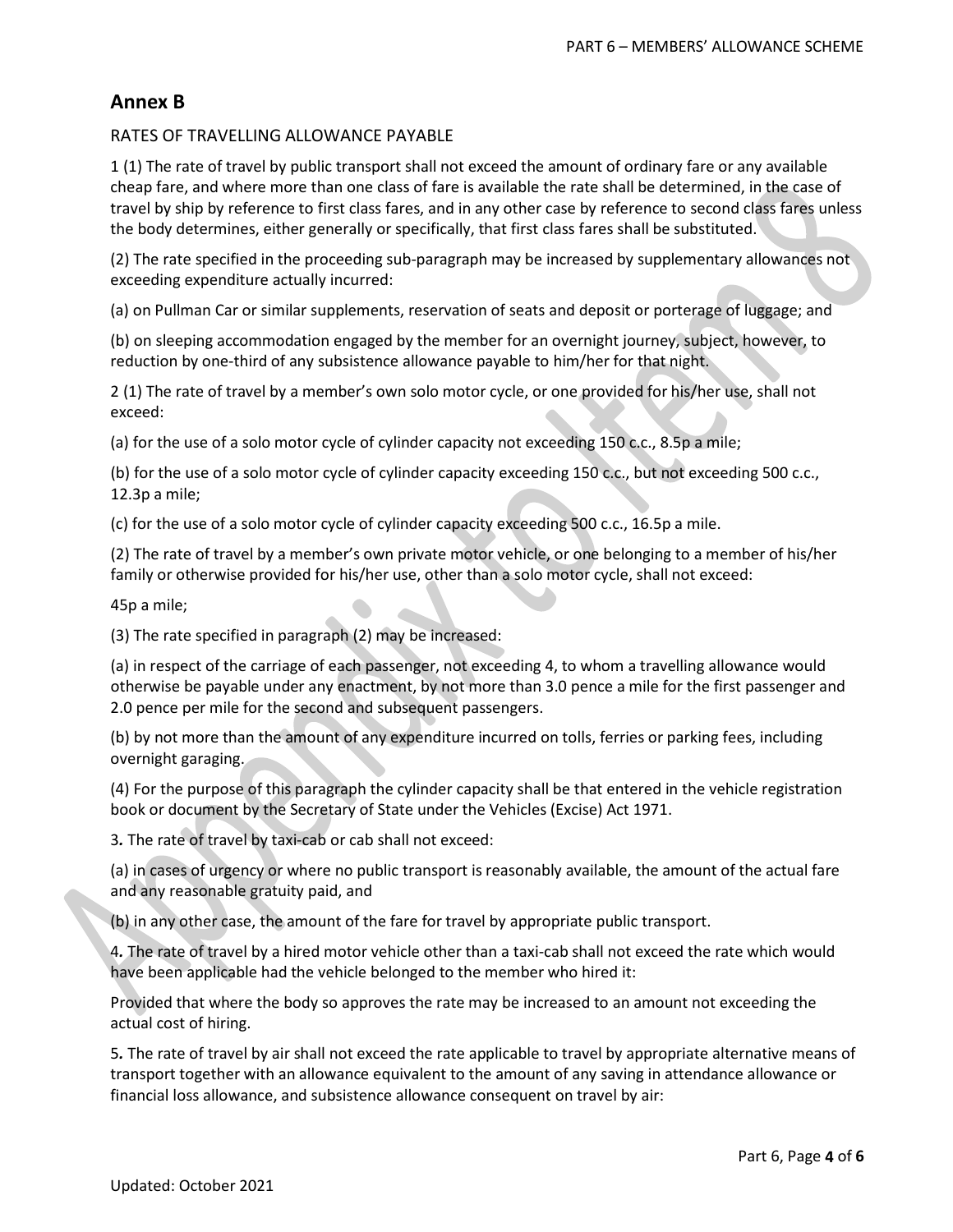## Annex B

RATES OF TRAVELLING ALLOWANCE PAYABLE

1 (1) The rate of travel by public transport shall not exceed the amount of ordinary fare or any available cheap fare, and where more than one class of fare is available the rate shall be determined, in the case of travel by ship by reference to first class fares, and in any other case by reference to second class fares unless the body determines, either generally or specifically, that first class fares shall be substituted.

(2) The rate specified in the proceeding sub-paragraph may be increased by supplementary allowances not exceeding expenditure actually incurred:

(a) on Pullman Car or similar supplements, reservation of seats and deposit or porterage of luggage; and

(b) on sleeping accommodation engaged by the member for an overnight journey, subject, however, to reduction by one-third of any subsistence allowance payable to him/her for that night.

2 (1) The rate of travel by a member's own solo motor cycle, or one provided for his/her use, shall not exceed:

(a) for the use of a solo motor cycle of cylinder capacity not exceeding 150 c.c., 8.5p a mile;

(b) for the use of a solo motor cycle of cylinder capacity exceeding 150 c.c., but not exceeding 500 c.c., 12.3p a mile;

(c) for the use of a solo motor cycle of cylinder capacity exceeding 500 c.c., 16.5p a mile.

(2) The rate of travel by a member's own private motor vehicle, or one belonging to a member of his/her family or otherwise provided for his/her use, other than a solo motor cycle, shall not exceed:

45p a mile;

(3) The rate specified in paragraph (2) may be increased:

(a) in respect of the carriage of each passenger, not exceeding 4, to whom a travelling allowance would otherwise be payable under any enactment, by not more than 3.0 pence a mile for the first passenger and 2.0 pence per mile for the second and subsequent passengers.

(b) by not more than the amount of any expenditure incurred on tolls, ferries or parking fees, including overnight garaging.

(4) For the purpose of this paragraph the cylinder capacity shall be that entered in the vehicle registration book or document by the Secretary of State under the Vehicles (Excise) Act 1971.

3**.** The rate of travel by taxi-cab or cab shall not exceed:

(a) in cases of urgency or where no public transport is reasonably available, the amount of the actual fare and any reasonable gratuity paid, and

(b) in any other case, the amount of the fare for travel by appropriate public transport.

4**.** The rate of travel by a hired motor vehicle other than a taxi-cab shall not exceed the rate which would have been applicable had the vehicle belonged to the member who hired it:

Provided that where the body so approves the rate may be increased to an amount not exceeding the actual cost of hiring.

5**.** The rate of travel by air shall not exceed the rate applicable to travel by appropriate alternative means of transport together with an allowance equivalent to the amount of any saving in attendance allowance or financial loss allowance, and subsistence allowance consequent on travel by air:

Updated: October 2021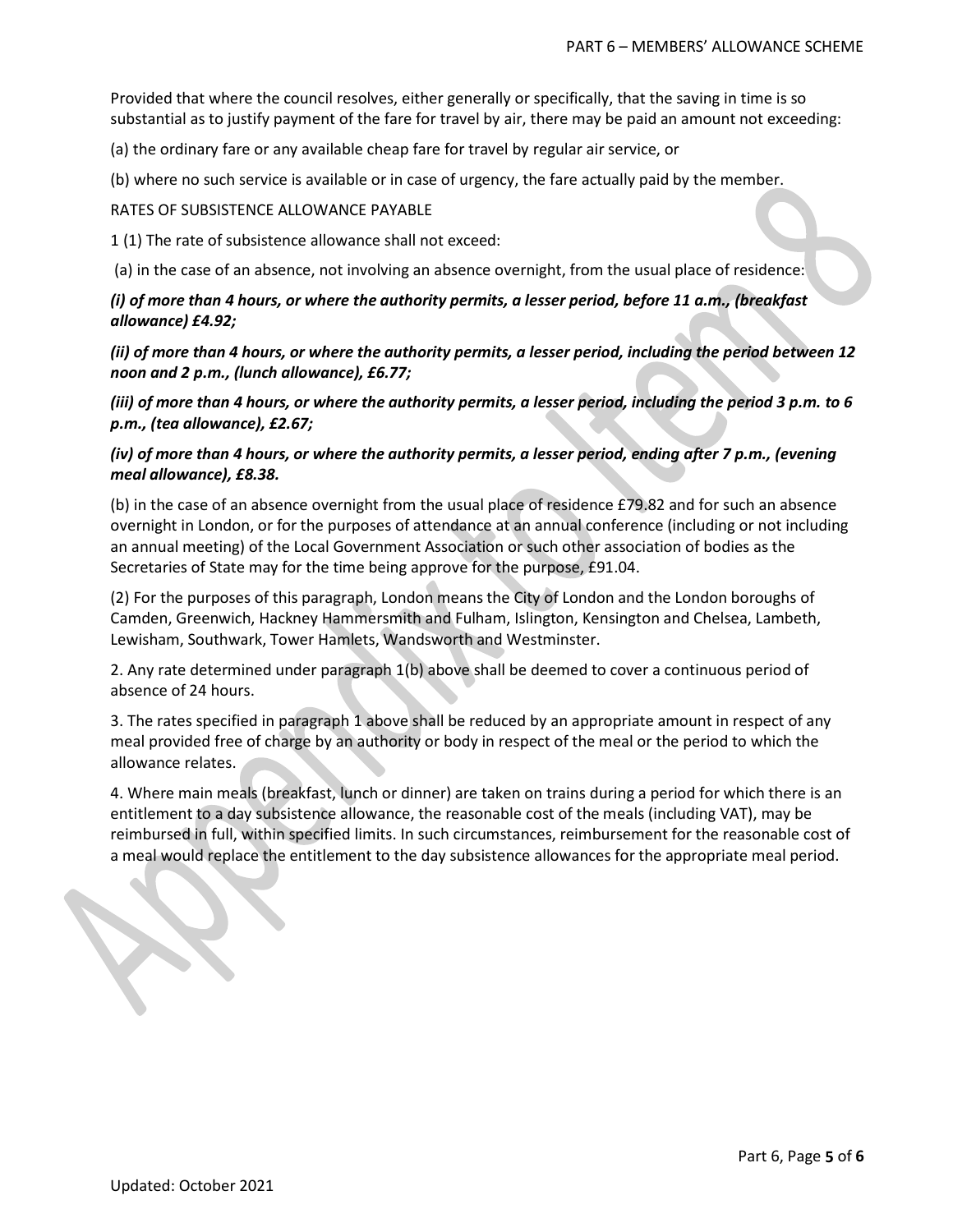Provided that where the council resolves, either generally or specifically, that the saving in time is so substantial as to justify payment of the fare for travel by air, there may be paid an amount not exceeding:

(a) the ordinary fare or any available cheap fare for travel by regular air service, or

(b) where no such service is available or in case of urgency, the fare actually paid by the member.

RATES OF SUBSISTENCE ALLOWANCE PAYABLE

1 (1) The rate of subsistence allowance shall not exceed:

(a) in the case of an absence, not involving an absence overnight, from the usual place of residence:

***(i) of more than 4 hours, or where the authority permits, a lesser period, before 11 a.m., (breakfast allowance) £4.92;***

***(ii) of more than 4 hours, or where the authority permits, a lesser period, including the period between 12 noon and 2 p.m., (lunch allowance), £6.77;***

***(iii) of more than 4 hours, or where the authority permits, a lesser period, including the period 3 p.m. to 6 p.m., (tea allowance), £2.67;***

***(iv) of more than 4 hours, or where the authority permits, a lesser period, ending after 7 p.m., (evening meal allowance), £8.38.***

(b) in the case of an absence overnight from the usual place of residence £79.82 and for such an absence overnight in London, or for the purposes of attendance at an annual conference (including or not including an annual meeting) of the Local Government Association or such other association of bodies as the Secretaries of State may for the time being approve for the purpose, £91.04.

(2) For the purposes of this paragraph, London means the City of London and the London boroughs of Camden, Greenwich, Hackney Hammersmith and Fulham, Islington, Kensington and Chelsea, Lambeth, Lewisham, Southwark, Tower Hamlets, Wandsworth and Westminster.

2. Any rate determined under paragraph 1(b) above shall be deemed to cover a continuous period of absence of 24 hours.

3. The rates specified in paragraph 1 above shall be reduced by an appropriate amount in respect of any meal provided free of charge by an authority or body in respect of the meal or the period to which the allowance relates.

4. Where main meals (breakfast, lunch or dinner) are taken on trains during a period for which there is an entitlement to a day subsistence allowance, the reasonable cost of the meals (including VAT), may be reimbursed in full, within specified limits. In such circumstances, reimbursement for the reasonable cost of a meal would replace the entitlement to the day subsistence allowances for the appropriate meal period.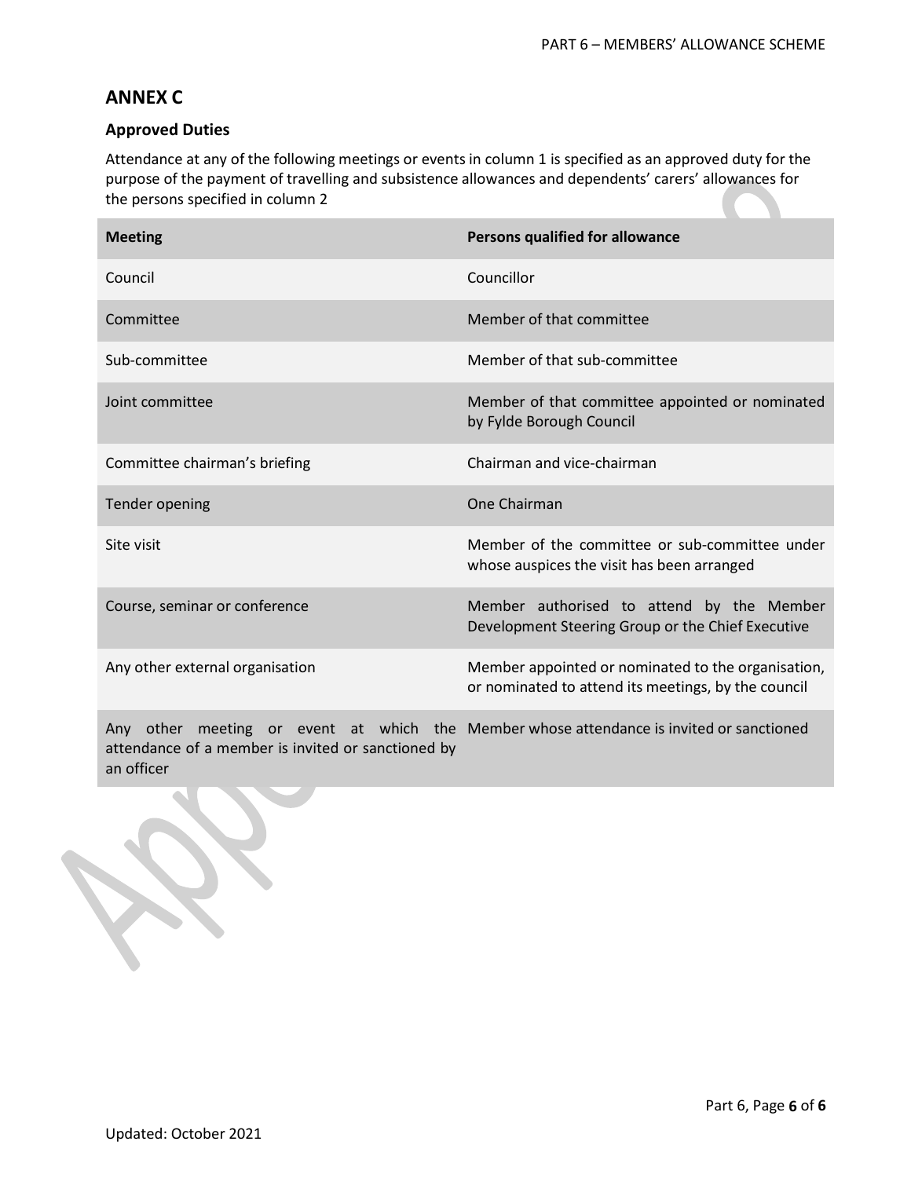## ANNEX C

### Approved Duties

Attendance at any of the following meetings or events in column 1 is specified as an approved duty for the purpose of the payment of travelling and subsistence allowances and dependents' carers' allowances for the persons specified in column 2

| Meeting | Persons qualified for allowance |
|---|---|
| Council | Councillor |
| Committee | Member of that committee |
| Sub-committee | Member of that sub-committee |
| Joint committee | Member of that committee appointed or nominated by Fylde Borough Council |
| Committee chairman's briefing | Chairman and vice-chairman |
| Tender opening | One Chairman |
| Site visit | Member of the committee or sub-committee under whose auspices the visit has been arranged |
| Course, seminar or conference | Member authorised to attend by the Member Development Steering Group or the Chief Executive |
| Any other external organisation | Member appointed or nominated to the organisation, or nominated to attend its meetings, by the council |
| Any other meeting or event at which the attendance of a member is invited or sanctioned by an officer | Member whose attendance is invited or sanctioned |

Updated: October 2021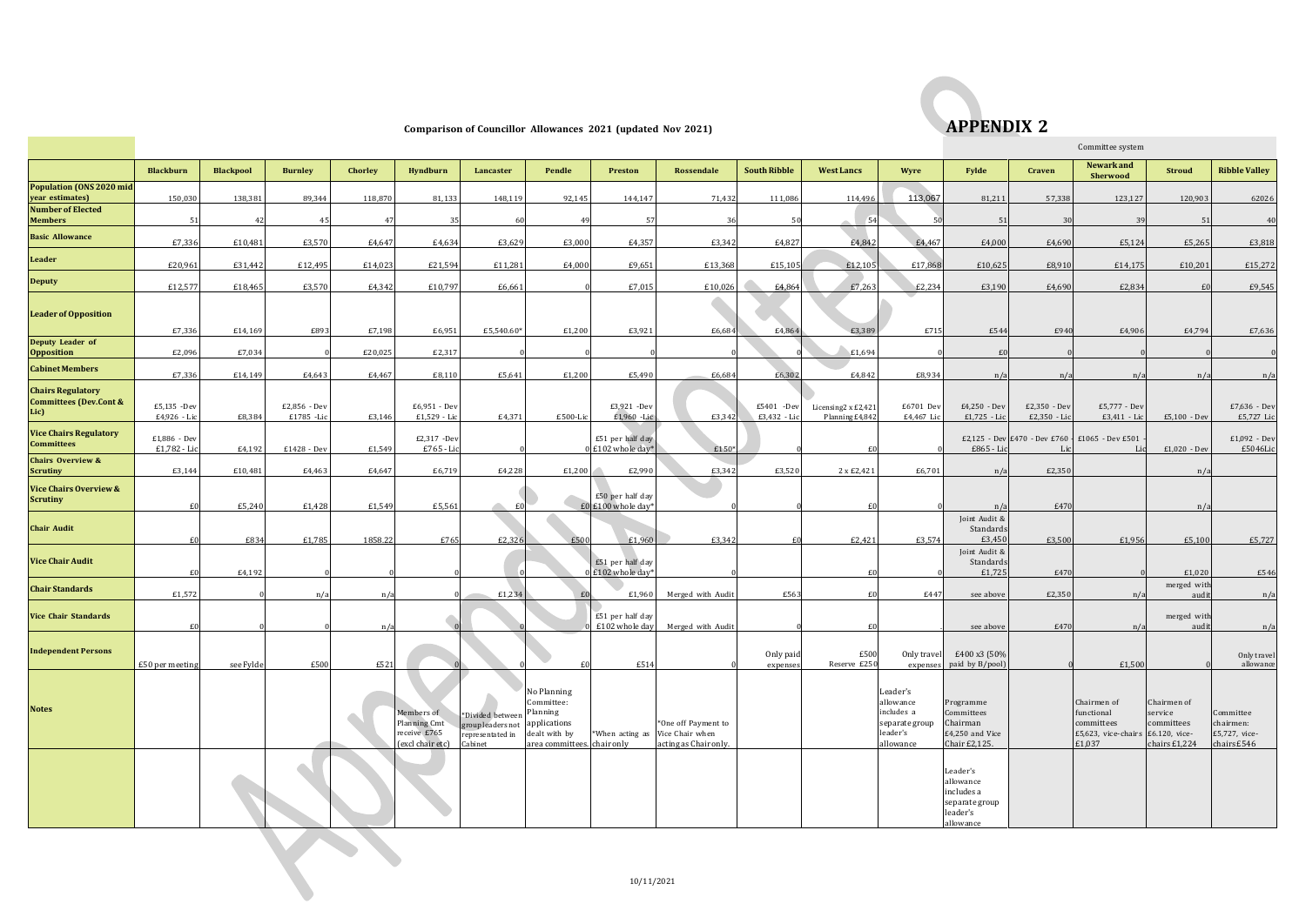**APPENDIX 2**

**Comparison of Councillor Allowances 2021 (updated Nov 2021)**

| | Blackburn | Blackpool | Burnley | Chorley | Hyndburn | Lancaster | Pendle | Preston | Rossendale | South Ribble | West Lancs | Wyre | Fylde | Craven | Newark and Sherwood | Stroud | Ribble Valley |
|---|---|---|---|---|---|---|---|---|---|---|---|---|---|---|---|---|---|
| | | | | | | | | | | | | | Committee system | | | | |
| **Population (ONS 2020 mid year estimates)** | 150,030 | 138,381 | 89,344 | 118,870 | 81,133 | 148,119 | 92,145 | 144,147 | 71,432 | 111,086 | 114,496 | 113,067 | 81,211 | 57,338 | 123,127 | 120,903 | 62026 |
| **Number of Elected Members** | 51 | 42 | 45 | 47 | 35 | 60 | 49 | 57 | 36 | 50 | 54 | 50 | 51 | 30 | 39 | 51 | 40 |
| **Basic Allowance** | £7,336 | £10,481 | £3,570 | £4,647 | £4,634 | £3,629 | £3,000 | £4,357 | £3,342 | £4,827 | £4,842 | £4,467 | £4,000 | £4,690 | £5,124 | £5,265 | £3,818 |
| **Leader** | £20,961 | £31,442 | £12,495 | £14,023 | £21,594 | £11,281 | £4,000 | £9,651 | £13,368 | £15,105 | £12,105 | £17,868 | £10,625 | £8,910 | £14,175 | £10,201 | £15,272 |
| **Deputy** | £12,577 | £18,465 | £3,570 | £4,342 | £10,797 | £6,661 | 0 | £7,015 | £10,026 | £4,864 | £7,263 | £2,234 | £3,190 | £4,690 | £2,834 | £0 | £9,545 |
| **Leader of Opposition** | £7,336 | £14,169 | £893 | £7,198 | £6,951 | £5,540.60* | £1,200 | £3,921 | £6,684 | £4,864 | £3,389 | £715 | £544 | £940 | £4,906 | £4,794 | £7,636 |
| **Deputy Leader of Opposition** | £2,096 | £7,034 | 0 | £20,025 | £2,317 | 0 | 0 | 0 | 0 | 0 | £1,694 | 0 | £0 | 0 | 0 | 0 | 0 |
| **Cabinet Members** | £7,336 | £14,149 | £4,643 | £4,467 | £8,110 | £5,641 | £1,200 | £5,490 | £6,684 | £6,302 | £4,842 | £8,934 | n/a | n/a | n/a | n/a | n/a |
| **Chairs Regulatory Committees (Dev.Cont & Lic)** | £5,135 -Dev £4,926 - Lic | £8,384 | £2,856 - Dev £1785 -Lic | £3,146 | £6,951 - Dev £1,529 - Lic | £4,371 | £500-Lic | £3,921 -Dev £1,960 -Lic | £3,342 | £5401 -Dev £3,432 - Lic | Licensing2 x £2,421 Planning £4,842 | £6701 Dev £4,467 Lic | £4,250 - Dev £1,725 - Lic | £2,350 - Dev £2,350 - Lic | £5,777 - Dev £3,411 - Lic | £5,100 - Dev | £7,636 - Dev £5,727 Lic |
| **Vice Chairs Regulatory Committees** | £1,886 - Dev £1,782 - Lic | £4,192 | £1428 - Dev | £1,549 | £2,317 -Dev £765 - Lic | 0 | 0 | £51 per half day £102 whole day* | £150* | 0 | £0 | 0 | £2125 - Dev £865 - Lic | £470 - Dev £760 - Lic | £1065 - Dev £501 - Lic | £1,020 - Dev | £1,092 - Dev £5046Lic |
| **Chairs Overview & Scrutiny** | £3,144 | £10,481 | £4,463 | £4,647 | £6,719 | £4,228 | £1,200 | £2,990 | £3,342 | £3,520 | 2 x £2,421 | £6,701 | n/a | £2,350 | | n/a | |
| **Vice Chairs Overview & Scrutiny** | £0 | £5,240 | £1,428 | £1,549 | £5,561 | £0 | £0 | £50 per half day £100 whole day* | 0 | 0 | £0 | 0 | n/a | £470 | | n/a | |
| **Chair Audit** | £0 | £834 | £1,785 | 1858.22 | £765 | £2,326 | £500 | £1,960 | £3,342 | £0 | £2,421 | £3,574 | Joint Audit & Standards £3,450 | £3,500 | £1,956 | £5,100 | £5,727 |
| **Vice Chair Audit** | £0 | £4,192 | 0 | 0 | 0 | 0 | 0 | £51 per half day £102 whole day* | 0 | | £0 | 0 | Joint Audit & Standards £1,725 | £470 | 0 | £1,020 | £546 |
| **Chair Standards** | £1,572 | 0 | n/a | n/a | 0 | £1,234 | £0 | £1,960 | Merged with Audit | £563 | £0 | £447 | see above | £2,350 | n/a | merged with audit | n/a |
| **Vice Chair Standards** | £0 | 0 | 0 | n/a | 0 | 0 | 0 | £51 per half day £102 whole day | Merged with Audit | 0 | £0 | . | see above | £470 | n/a | merged with audit | n/a |
| **Independent Persons** | £50 per meeting | see Fylde | £500 | £521 | 0 | 0 | £0 | £514 | 0 | Only paid expenses | £500 Reserve £250 | Only travel expenses | £400 x3 (50% paid by B/pool) | 0 | £1,500 | 0 | Only travel allowance |
| **Notes** | | | | | Members of Planning Cmt receive £765 (excl chair etc) | *Divided between group leaders not represented in Cabinet | No Planning Committee: Planning applications dealt with by area committees. | *When acting as chair only | *One off Payment to Vice Chair when acting as Chair only. | | | Leader's allowance includes a separate group leader's allowance | Programme Committees Chairman £4,250 and Vice Chair £2,125. | | Chairmen of functional committees £5,623, vice-chairs £1,037 | Chairmen of service committees £6,120, vice-chairs £1,224 | Committee chairmen: £5,727, vice-chairs £546 |
| | | | | | | | | | | | | | Leader's allowance includes a separate group leader's allowance | | | | |

10/11/2021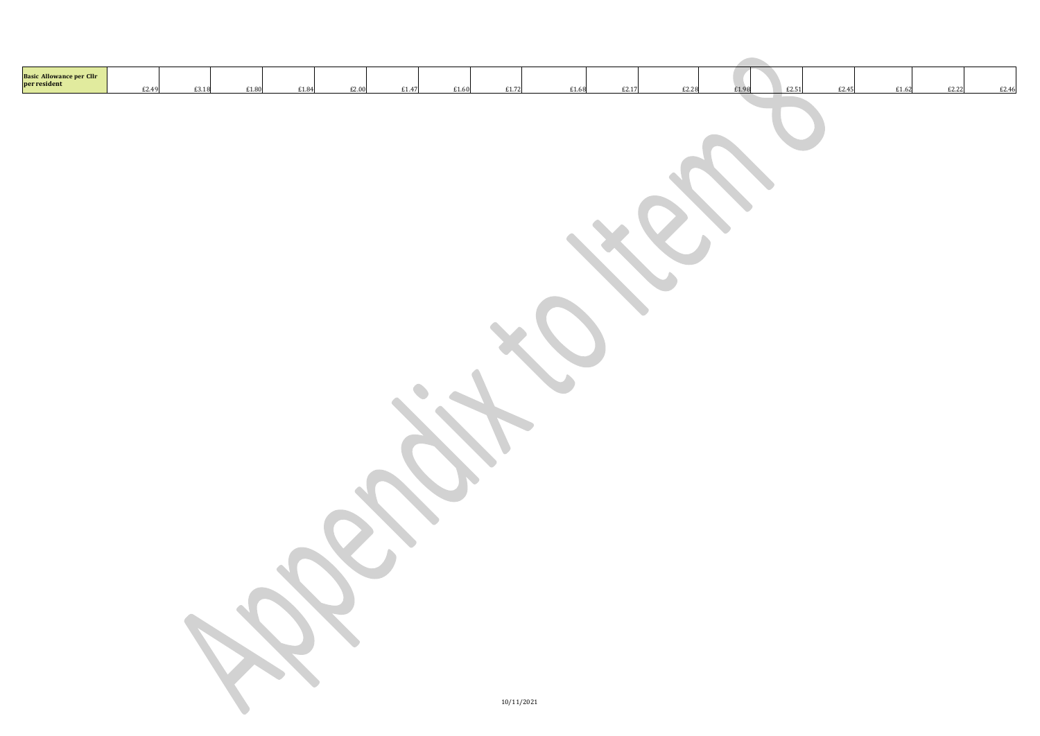| | | | | | | | | | | | | | | | | |
|---|---|---|---|---|---|---|---|---|---|---|---|---|---|---|---|---|
| **Basic Allowance per Cllr per resident** | £2.49 | £3.18 | £1.80 | £1.84 | £2.00 | £1.47 | £1.60 | £1.72 | £1.68 | £2.17 | £2.28 | £1.98 | £2.51 | £2.45 | £1.62 | £2.22 | £2.46 |